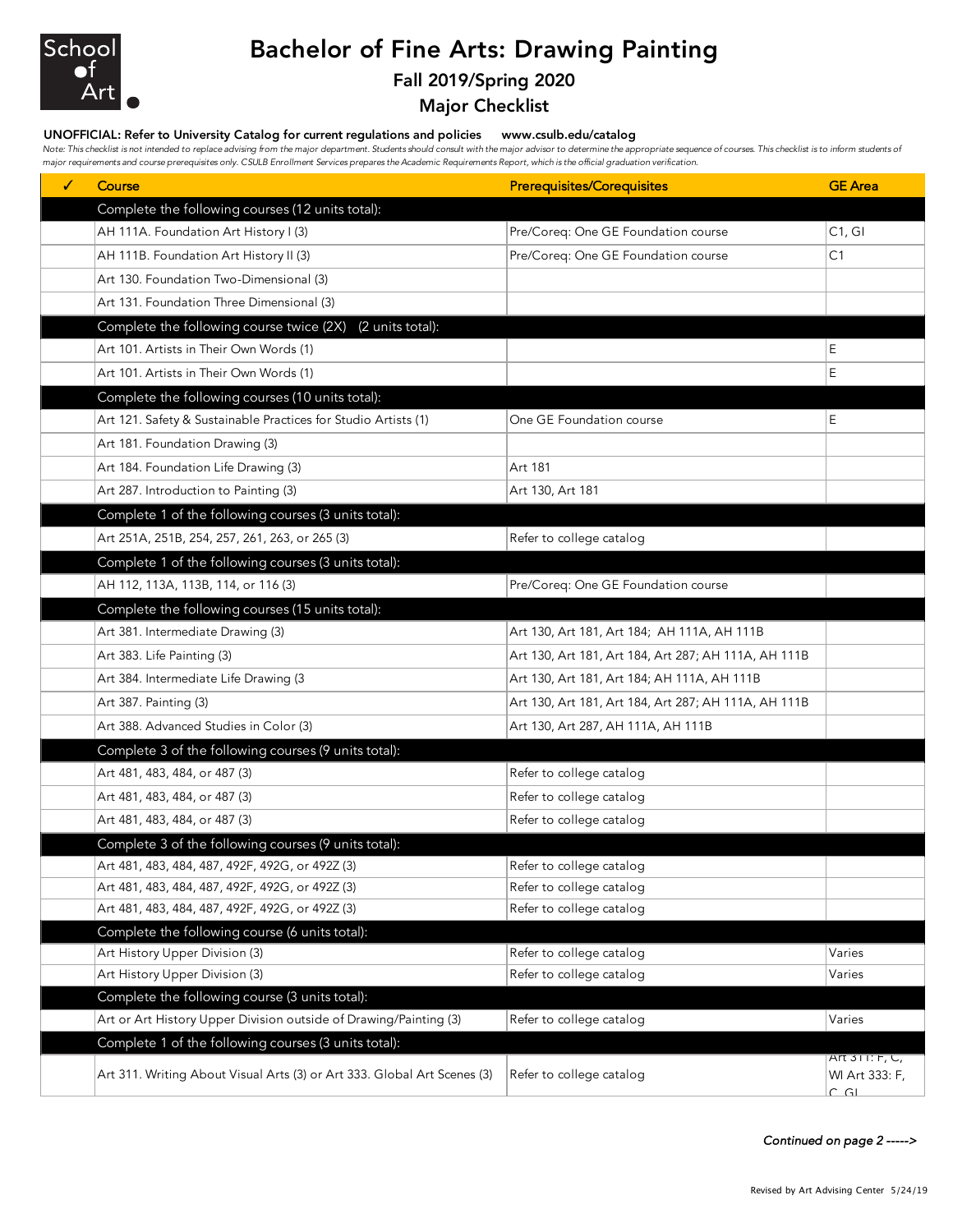School of Art

# Bachelor of Fine Arts: Drawing Painting

## Fall 2019/Spring 2020

## Major Checklist

**UNOFFICIAL: Refer to University Catalog for current regulations and policies www.csulb.edu/catalog**

*Note: This checklist is not intended to replace advising from the major department. Students should consult with the major advisor to determine the appropriate sequence of courses. This checklist is to inform students of major requirements and course prerequisites only. CSULB Enrollment Services prepares the Academic Requirements Report, which is the official graduation verification.*

| ✓ | Course | Prerequisites/Corequisites | GE Area |
|---|---|---|---|
| | **Complete the following courses (12 units total):** | | |
| | AH 111A. Foundation Art History I (3) | Pre/Coreq: One GE Foundation course | C1, GI |
| | AH 111B. Foundation Art History II (3) | Pre/Coreq: One GE Foundation course | C1 |
| | Art 130. Foundation Two-Dimensional (3) | | |
| | Art 131. Foundation Three Dimensional (3) | | |
| | **Complete the following course twice (2X) (2 units total):** | | |
| | Art 101. Artists in Their Own Words (1) | | E |
| | Art 101. Artists in Their Own Words (1) | | E |
| | **Complete the following courses (10 units total):** | | |
| | Art 121. Safety & Sustainable Practices for Studio Artists (1) | One GE Foundation course | E |
| | Art 181. Foundation Drawing (3) | | |
| | Art 184. Foundation Life Drawing (3) | Art 181 | |
| | Art 287. Introduction to Painting (3) | Art 130, Art 181 | |
| | **Complete 1 of the following courses (3 units total):** | | |
| | Art 251A, 251B, 254, 257, 261, 263, or 265 (3) | Refer to college catalog | |
| | **Complete 1 of the following courses (3 units total):** | | |
| | AH 112, 113A, 113B, 114, or 116 (3) | Pre/Coreq: One GE Foundation course | |
| | **Complete the following courses (15 units total):** | | |
| | Art 381. Intermediate Drawing (3) | Art 130, Art 181, Art 184; AH 111A, AH 111B | |
| | Art 383. Life Painting (3) | Art 130, Art 181, Art 184, Art 287; AH 111A, AH 111B | |
| | Art 384. Intermediate Life Drawing (3 | Art 130, Art 181, Art 184; AH 111A, AH 111B | |
| | Art 387. Painting (3) | Art 130, Art 181, Art 184, Art 287; AH 111A, AH 111B | |
| | Art 388. Advanced Studies in Color (3) | Art 130, Art 287, AH 111A, AH 111B | |
| | **Complete 3 of the following courses (9 units total):** | | |
| | Art 481, 483, 484, or 487 (3) | Refer to college catalog | |
| | Art 481, 483, 484, or 487 (3) | Refer to college catalog | |
| | Art 481, 483, 484, or 487 (3) | Refer to college catalog | |
| | **Complete 3 of the following courses (9 units total):** | | |
| | Art 481, 483, 484, 487, 492F, 492G, or 492Z (3) | Refer to college catalog | |
| | Art 481, 483, 484, 487, 492F, 492G, or 492Z (3) | Refer to college catalog | |
| | Art 481, 483, 484, 487, 492F, 492G, or 492Z (3) | Refer to college catalog | |
| | **Complete the following course (6 units total):** | | |
| | Art History Upper Division (3) | Refer to college catalog | Varies |
| | Art History Upper Division (3) | Refer to college catalog | Varies |
| | **Complete the following course (3 units total):** | | |
| | Art or Art History Upper Division outside of Drawing/Painting (3) | Refer to college catalog | Varies |
| | **Complete 1 of the following courses (3 units total):** | | |
| | Art 311. Writing About Visual Arts (3) or Art 333. Global Art Scenes (3) | Refer to college catalog | Art 311: F, C, WI Art 333: F, C, GI |

*Continued on page 2 ----->*

Revised by Art Advising Center 5/24/19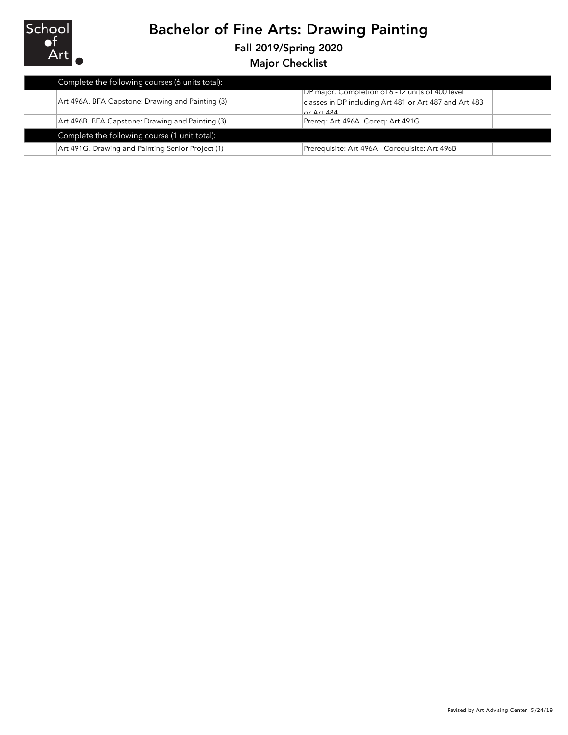# Bachelor of Fine Arts: Drawing Painting

## Fall 2019/Spring 2020

## Major Checklist

| | | | |
|---|---|---|---|
| | **Complete the following courses (6 units total):** | | |
| | Art 496A. BFA Capstone: Drawing and Painting (3) | DP major. Completion of 6 -12 units of 400 level classes in DP including Art 481 or Art 487 and Art 483 or Art 484 | |
| | Art 496B. BFA Capstone: Drawing and Painting (3) | Prereq: Art 496A. Coreq: Art 491G | |
| | **Complete the following course (1 unit total):** | | |
| | Art 491G. Drawing and Painting Senior Project (1) | Prerequisite: Art 496A. Corequisite: Art 496B | |

Revised by Art Advising Center 5/24/19